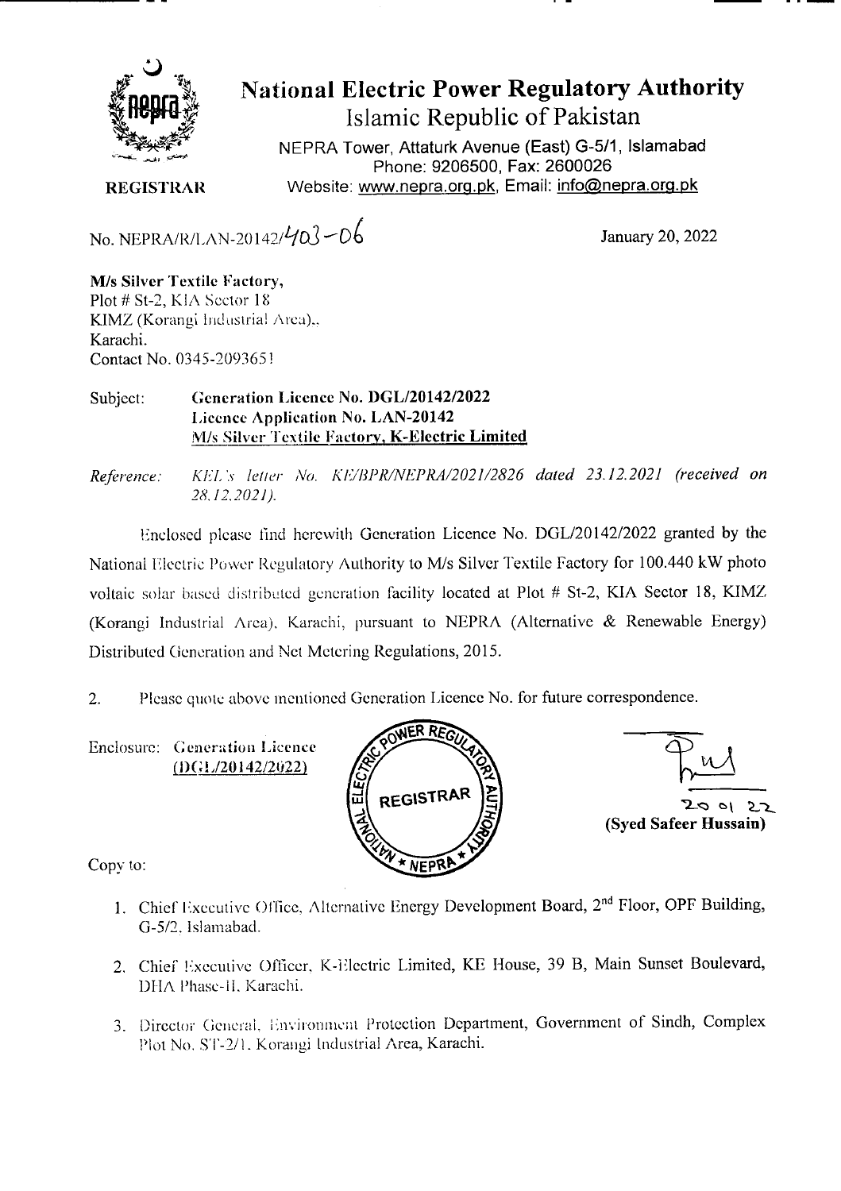# National Electric Power Regulatory Authority

## Islamic Republic of Pakistan

NEPRA Tower, Attaturk Avenue (East) G-5/1, Islamabad
Phone: 9206500, Fax: 2600026
Website: www.nepra.org.pk, Email: info@nepra.org.pk

**REGISTRAR**

No. NEPRA/R/LAN-20142/403-06

January 20, 2022

**M/s Silver Textile Factory,**
Plot # St-2, KIA Sector 18
KIMZ (Korangi Industrial Area).,
Karachi.
Contact No. 0345-2093651

Subject: **Generation Licence No. DGL/20142/2022**
**Licence Application No. LAN-20142**
**<u>M/s Silver Textile Factory, K-Electric Limited</u>**

*Reference: KEL's letter No. KE/BPR/NEPRA/2021/2826 dated 23.12.2021 (received on 28.12.2021).*

Enclosed please find herewith Generation Licence No. DGL/20142/2022 granted by the National Electric Power Regulatory Authority to M/s Silver Textile Factory for 100.440 kW photo voltaic solar based distributed generation facility located at Plot # St-2, KIA Sector 18, KIMZ (Korangi Industrial Area), Karachi, pursuant to NEPRA (Alternative & Renewable Energy) Distributed Generation and Net Metering Regulations, 2015.

2. Please quote above mentioned Generation Licence No. for future correspondence.

Enclosure: Generation Licence
<u>(DGL/20142/2022)</u>

20 01 22
**(Syed Safeer Hussain)**

Copy to:

1. Chief Executive Office, Alternative Energy Development Board, 2nd Floor, OPF Building, G-5/2, Islamabad.
2. Chief Executive Officer, K-Electric Limited, KE House, 39 B, Main Sunset Boulevard, DHA Phase-II, Karachi.
3. Director General, Environment Protection Department, Government of Sindh, Complex Plot No. ST-2/1, Korangi Industrial Area, Karachi.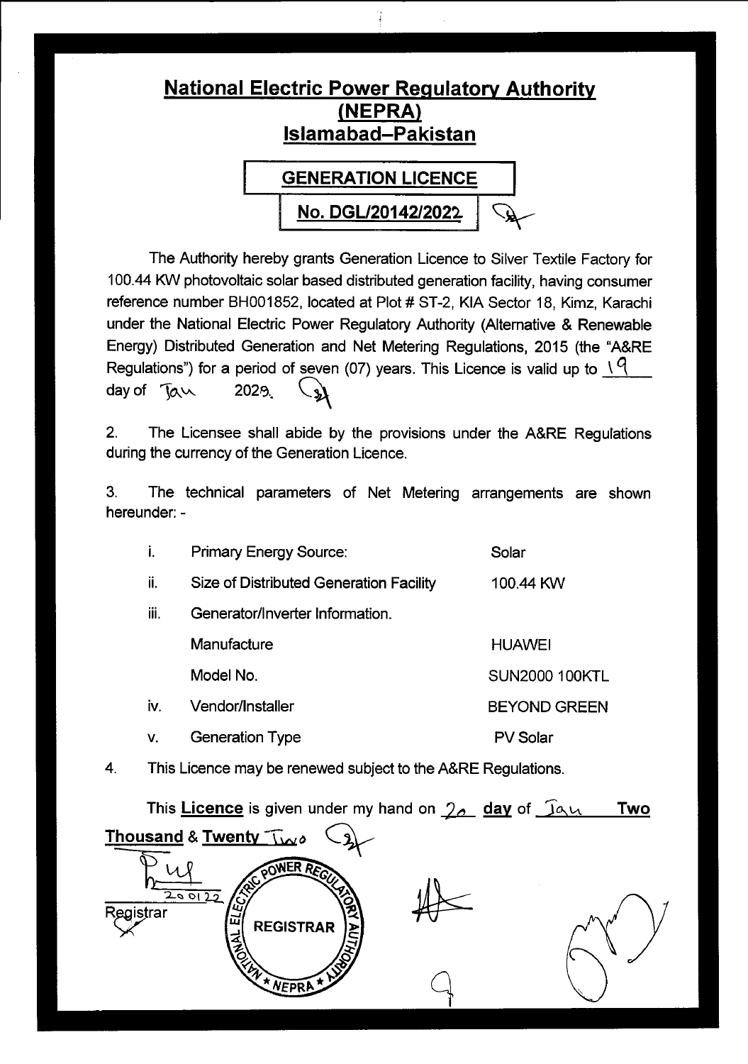# National Electric Power Regulatory Authority (NEPRA) Islamabad–Pakistan

## GENERATION LICENCE

## No. DGL/20142/2022

The Authority hereby grants Generation Licence to Silver Textile Factory for 100.44 KW photovoltaic solar based distributed generation facility, having consumer reference number BH001852, located at Plot # ST-2, KIA Sector 18, Kimz, Karachi under the National Electric Power Regulatory Authority (Alternative & Renewable Energy) Distributed Generation and Net Metering Regulations, 2015 (the "A&RE Regulations") for a period of seven (07) years. This Licence is valid up to 19 day of Jan 2029.

2. The Licensee shall abide by the provisions under the A&RE Regulations during the currency of the Generation Licence.

3. The technical parameters of Net Metering arrangements are shown hereunder: -

| | | |
|---|---|---|
| i. | Primary Energy Source: | Solar |
| ii. | Size of Distributed Generation Facility | 100.44 KW |
| iii. | Generator/Inverter Information. | |
| | Manufacture | HUAWEI |
| | Model No. | SUN2000 100KTL |
| iv. | Vendor/Installer | BEYOND GREEN |
| v. | Generation Type | PV Solar |

4. This Licence may be renewed subject to the A&RE Regulations.

This **Licence** is given under my hand on 20 **day** of Jan **Two Thousand** & **Twenty Two**

20.01.22

Registrar

REGISTRAR
NATIONAL ELECTRIC POWER REGULATORY AUTHORITY
NEPRA